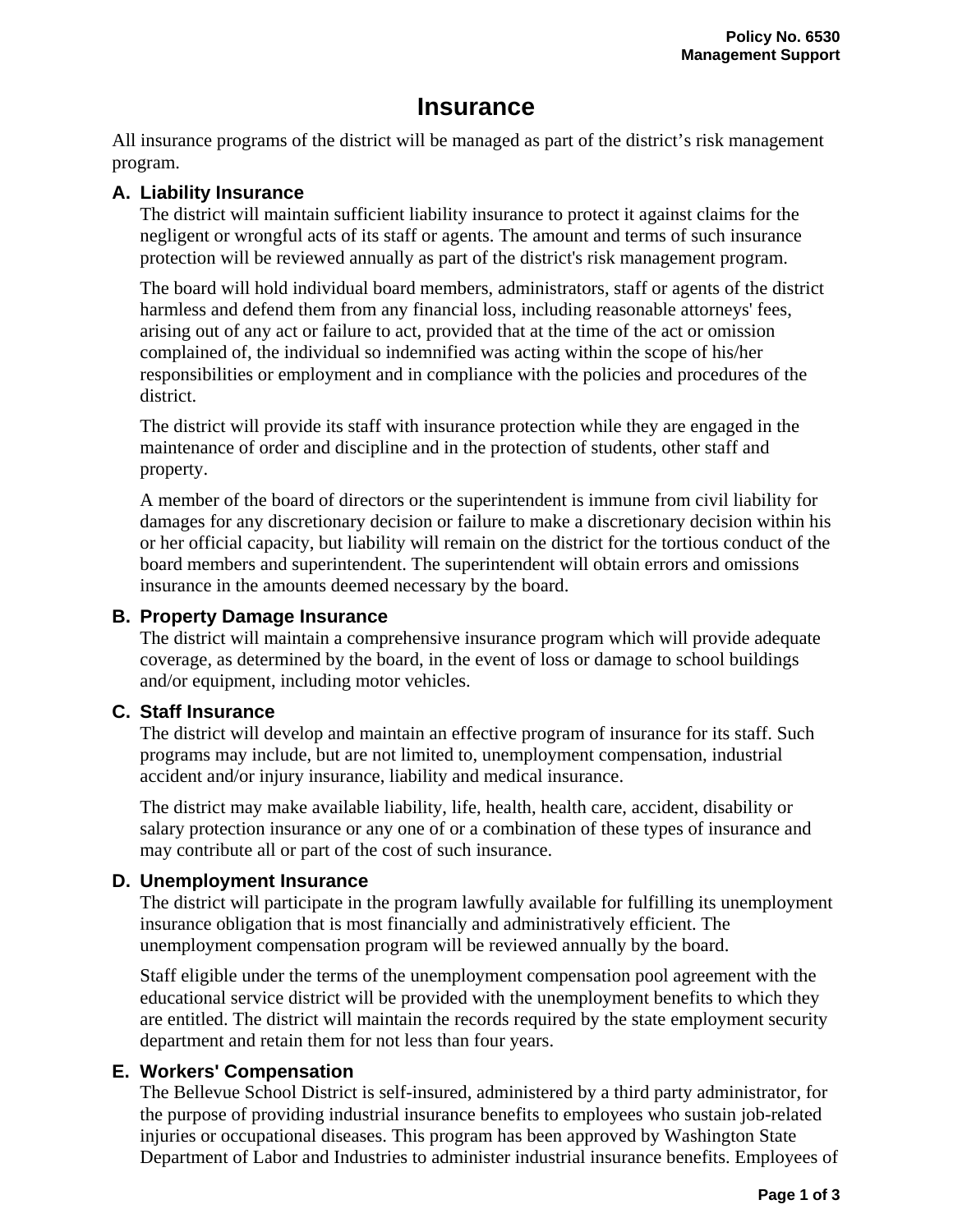# Insurance

All insurance programs of the district will be managed as part of the district's risk management program.

## A. Liability Insurance

The district will maintain sufficient liability insurance to protect it against claims for the negligent or wrongful acts of its staff or agents. The amount and terms of such insurance protection will be reviewed annually as part of the district's risk management program.

The board will hold individual board members, administrators, staff or agents of the district harmless and defend them from any financial loss, including reasonable attorneys' fees, arising out of any act or failure to act, provided that at the time of the act or omission complained of, the individual so indemnified was acting within the scope of his/her responsibilities or employment and in compliance with the policies and procedures of the district.

The district will provide its staff with insurance protection while they are engaged in the maintenance of order and discipline and in the protection of students, other staff and property.

A member of the board of directors or the superintendent is immune from civil liability for damages for any discretionary decision or failure to make a discretionary decision within his or her official capacity, but liability will remain on the district for the tortious conduct of the board members and superintendent. The superintendent will obtain errors and omissions insurance in the amounts deemed necessary by the board.

## B. Property Damage Insurance

The district will maintain a comprehensive insurance program which will provide adequate coverage, as determined by the board, in the event of loss or damage to school buildings and/or equipment, including motor vehicles.

## C. Staff Insurance

The district will develop and maintain an effective program of insurance for its staff. Such programs may include, but are not limited to, unemployment compensation, industrial accident and/or injury insurance, liability and medical insurance.

The district may make available liability, life, health, health care, accident, disability or salary protection insurance or any one of or a combination of these types of insurance and may contribute all or part of the cost of such insurance.

## D. Unemployment Insurance

The district will participate in the program lawfully available for fulfilling its unemployment insurance obligation that is most financially and administratively efficient. The unemployment compensation program will be reviewed annually by the board.

Staff eligible under the terms of the unemployment compensation pool agreement with the educational service district will be provided with the unemployment benefits to which they are entitled. The district will maintain the records required by the state employment security department and retain them for not less than four years.

## E. Workers' Compensation

The Bellevue School District is self-insured, administered by a third party administrator, for the purpose of providing industrial insurance benefits to employees who sustain job-related injuries or occupational diseases. This program has been approved by Washington State Department of Labor and Industries to administer industrial insurance benefits. Employees of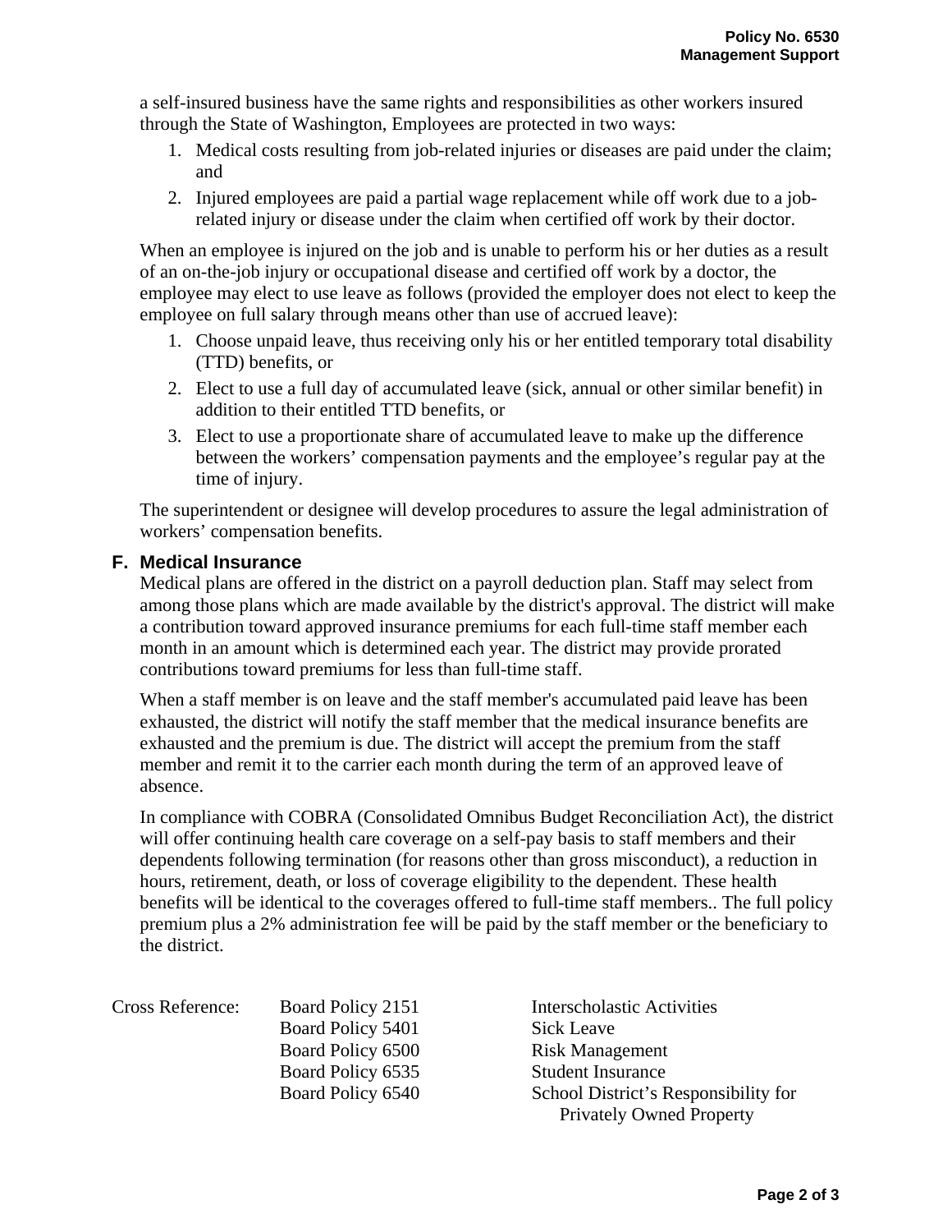a self-insured business have the same rights and responsibilities as other workers insured through the State of Washington, Employees are protected in two ways:

1. Medical costs resulting from job-related injuries or diseases are paid under the claim; and
2. Injured employees are paid a partial wage replacement while off work due to a job-related injury or disease under the claim when certified off work by their doctor.

When an employee is injured on the job and is unable to perform his or her duties as a result of an on-the-job injury or occupational disease and certified off work by a doctor, the employee may elect to use leave as follows (provided the employer does not elect to keep the employee on full salary through means other than use of accrued leave):

1. Choose unpaid leave, thus receiving only his or her entitled temporary total disability (TTD) benefits, or
2. Elect to use a full day of accumulated leave (sick, annual or other similar benefit) in addition to their entitled TTD benefits, or
3. Elect to use a proportionate share of accumulated leave to make up the difference between the workers' compensation payments and the employee's regular pay at the time of injury.

The superintendent or designee will develop procedures to assure the legal administration of workers' compensation benefits.

## F. Medical Insurance

Medical plans are offered in the district on a payroll deduction plan. Staff may select from among those plans which are made available by the district's approval. The district will make a contribution toward approved insurance premiums for each full-time staff member each month in an amount which is determined each year. The district may provide prorated contributions toward premiums for less than full-time staff.

When a staff member is on leave and the staff member's accumulated paid leave has been exhausted, the district will notify the staff member that the medical insurance benefits are exhausted and the premium is due. The district will accept the premium from the staff member and remit it to the carrier each month during the term of an approved leave of absence.

In compliance with COBRA (Consolidated Omnibus Budget Reconciliation Act), the district will offer continuing health care coverage on a self-pay basis to staff members and their dependents following termination (for reasons other than gross misconduct), a reduction in hours, retirement, death, or loss of coverage eligibility to the dependent. These health benefits will be identical to the coverages offered to full-time staff members.. The full policy premium plus a 2% administration fee will be paid by the staff member or the beneficiary to the district.

| Cross Reference: | Board Policy 2151 | Interscholastic Activities |
|---|---|---|
| | Board Policy 5401 | Sick Leave |
| | Board Policy 6500 | Risk Management |
| | Board Policy 6535 | Student Insurance |
| | Board Policy 6540 | School District's Responsibility for Privately Owned Property |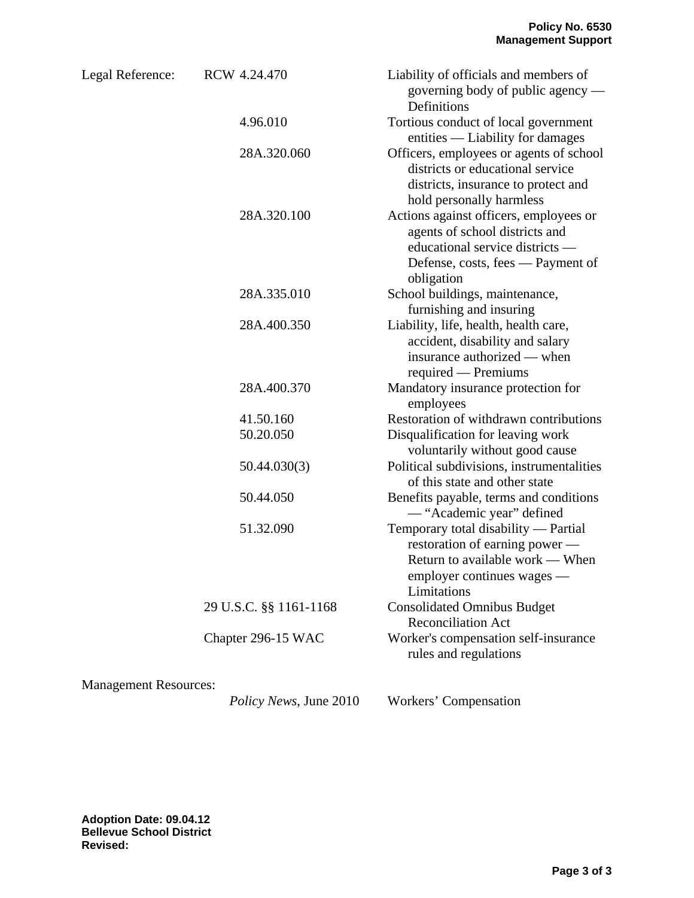| | | |
|---|---|---|
| Legal Reference: | RCW 4.24.470 | Liability of officials and members of governing body of public agency — Definitions |
| | 4.96.010 | Tortious conduct of local government entities — Liability for damages |
| | 28A.320.060 | Officers, employees or agents of school districts or educational service districts, insurance to protect and hold personally harmless |
| | 28A.320.100 | Actions against officers, employees or agents of school districts and educational service districts — Defense, costs, fees — Payment of obligation |
| | 28A.335.010 | School buildings, maintenance, furnishing and insuring |
| | 28A.400.350 | Liability, life, health, health care, accident, disability and salary insurance authorized — when required — Premiums |
| | 28A.400.370 | Mandatory insurance protection for employees |
| | 41.50.160 | Restoration of withdrawn contributions |
| | 50.20.050 | Disqualification for leaving work voluntarily without good cause |
| | 50.44.030(3) | Political subdivisions, instrumentalities of this state and other state |
| | 50.44.050 | Benefits payable, terms and conditions — "Academic year" defined |
| | 51.32.090 | Temporary total disability — Partial restoration of earning power — Return to available work — When employer continues wages — Limitations |
| | 29 U.S.C. §§ 1161-1168 | Consolidated Omnibus Budget Reconciliation Act |
| | Chapter 296-15 WAC | Worker's compensation self-insurance rules and regulations |

Management Resources:

| | | |
|---|---|---|
| | *Policy News*, June 2010 | Workers' Compensation |

**Adoption Date: 09.04.12**
**Bellevue School District**
**Revised:**